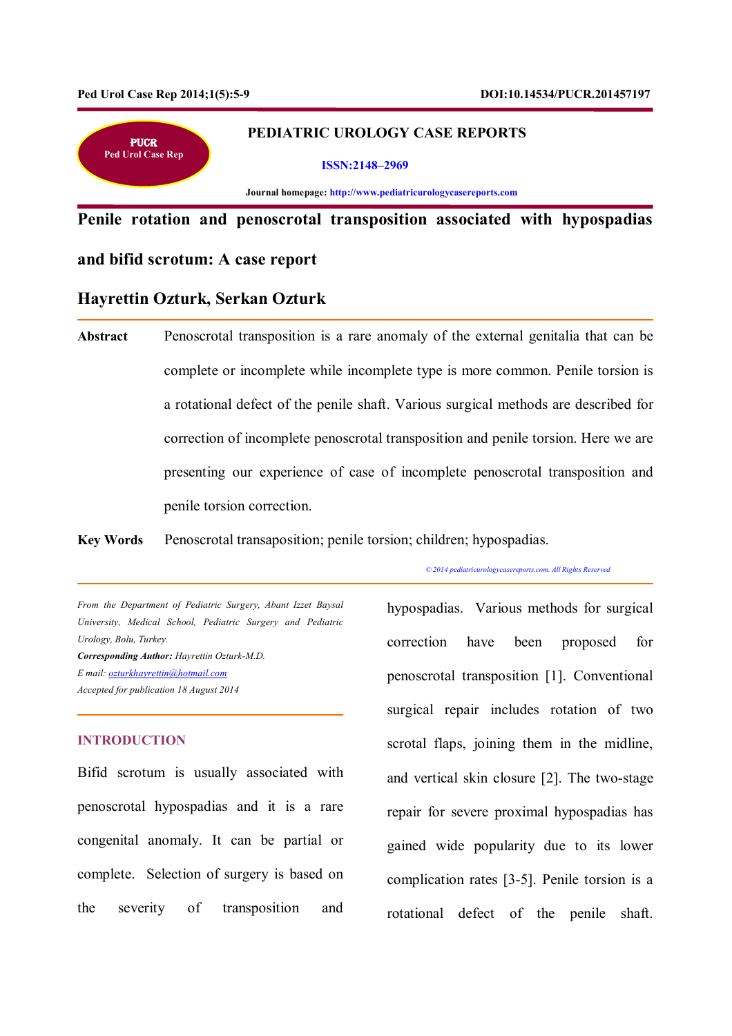PEDIATRIC UROLOGY CASE REPORTS

ISSN:2148–2969

Journal homepage: http://www.pediatricurologycasereports.com

# Penile rotation and penoscrotal transposition associated with hypospadias and bifid scrotum: A case report

**Hayrettin Ozturk, Serkan Ozturk**

**Abstract** Penoscrotal transposition is a rare anomaly of the external genitalia that can be complete or incomplete while incomplete type is more common. Penile torsion is a rotational defect of the penile shaft. Various surgical methods are described for correction of incomplete penoscrotal transposition and penile torsion. Here we are presenting our experience of case of incomplete penoscrotal transposition and penile torsion correction.

**Key Words** Penoscrotal transaposition; penile torsion; children; hypospadias.

*© 2014 pediatricurologycasereports.com. All Rights Reserved*

*From the Department of Pediatric Surgery, Abant Izzet Baysal University, Medical School, Pediatric Surgery and Pediatric Urology, Bolu, Turkey.*

***Corresponding Author:*** *Hayrettin Ozturk-M.D.*

*E mail: ozturkhayrettin@hotmail.com*

*Accepted for publication 18 August 2014*

## INTRODUCTION

Bifid scrotum is usually associated with penoscrotal hypospadias and it is a rare congenital anomaly. It can be partial or complete. Selection of surgery is based on the severity of transposition and hypospadias. Various methods for surgical correction have been proposed for penoscrotal transposition [1]. Conventional surgical repair includes rotation of two scrotal flaps, joining them in the midline, and vertical skin closure [2]. The two-stage repair for severe proximal hypospadias has gained wide popularity due to its lower complication rates [3-5]. Penile torsion is a rotational defect of the penile shaft.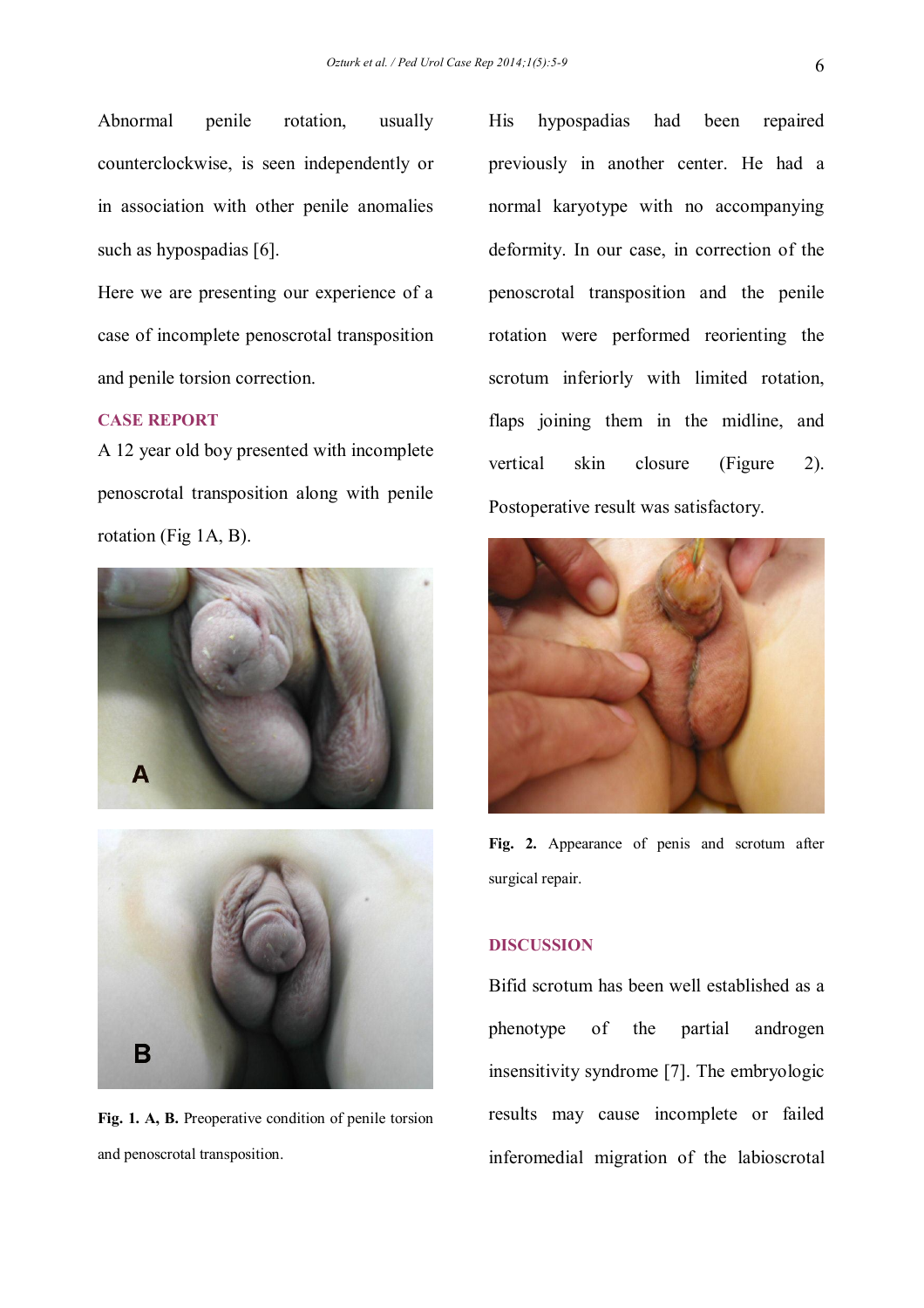Abnormal penile rotation, usually counterclockwise, is seen independently or in association with other penile anomalies such as hypospadias [6].

Here we are presenting our experience of a case of incomplete penoscrotal transposition and penile torsion correction.

## CASE REPORT

A 12 year old boy presented with incomplete penoscrotal transposition along with penile rotation (Fig 1A, B).

**Fig. 1. A, B.** Preoperative condition of penile torsion and penoscrotal transposition.

His hypospadias had been repaired previously in another center. He had a normal karyotype with no accompanying deformity. In our case, in correction of the penoscrotal transposition and the penile rotation were performed reorienting the scrotum inferiorly with limited rotation, flaps joining them in the midline, and vertical skin closure (Figure 2). Postoperative result was satisfactory.

**Fig. 2.** Appearance of penis and scrotum after surgical repair.

## DISCUSSION

Bifid scrotum has been well established as a phenotype of the partial androgen insensitivity syndrome [7]. The embryologic results may cause incomplete or failed inferomedial migration of the labioscrotal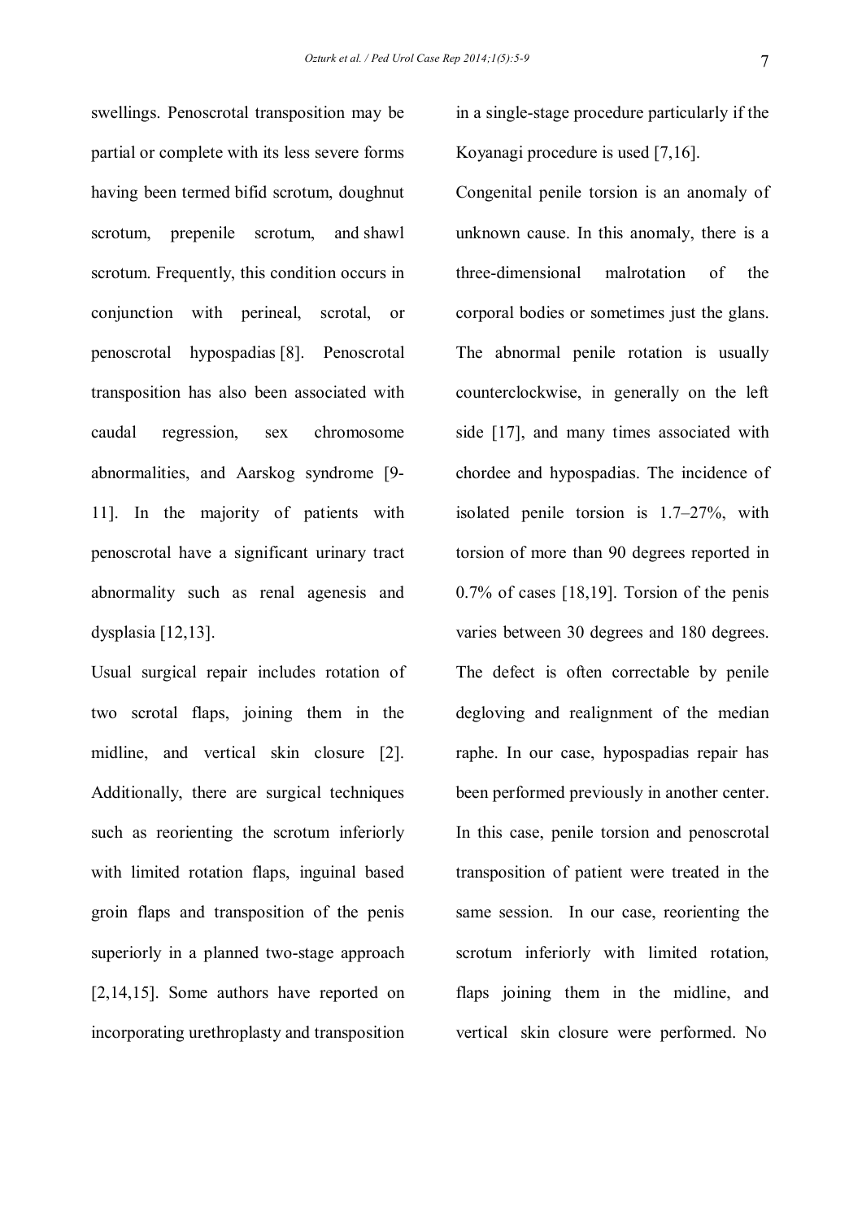swellings. Penoscrotal transposition may be partial or complete with its less severe forms having been termed bifid scrotum, doughnut scrotum, prepenile scrotum, and shawl scrotum. Frequently, this condition occurs in conjunction with perineal, scrotal, or penoscrotal hypospadias [8]. Penoscrotal transposition has also been associated with caudal regression, sex chromosome abnormalities, and Aarskog syndrome [9-11]. In the majority of patients with penoscrotal have a significant urinary tract abnormality such as renal agenesis and dysplasia [12,13].

Usual surgical repair includes rotation of two scrotal flaps, joining them in the midline, and vertical skin closure [2]. Additionally, there are surgical techniques such as reorienting the scrotum inferiorly with limited rotation flaps, inguinal based groin flaps and transposition of the penis superiorly in a planned two-stage approach [2,14,15]. Some authors have reported on incorporating urethroplasty and transposition in a single-stage procedure particularly if the Koyanagi procedure is used [7,16].

Congenital penile torsion is an anomaly of unknown cause. In this anomaly, there is a three-dimensional malrotation of the corporal bodies or sometimes just the glans. The abnormal penile rotation is usually counterclockwise, in generally on the left side [17], and many times associated with chordee and hypospadias. The incidence of isolated penile torsion is 1.7–27%, with torsion of more than 90 degrees reported in 0.7% of cases [18,19]. Torsion of the penis varies between 30 degrees and 180 degrees. The defect is often correctable by penile degloving and realignment of the median raphe. In our case, hypospadias repair has been performed previously in another center. In this case, penile torsion and penoscrotal transposition of patient were treated in the same session. In our case, reorienting the scrotum inferiorly with limited rotation, flaps joining them in the midline, and vertical skin closure were performed. No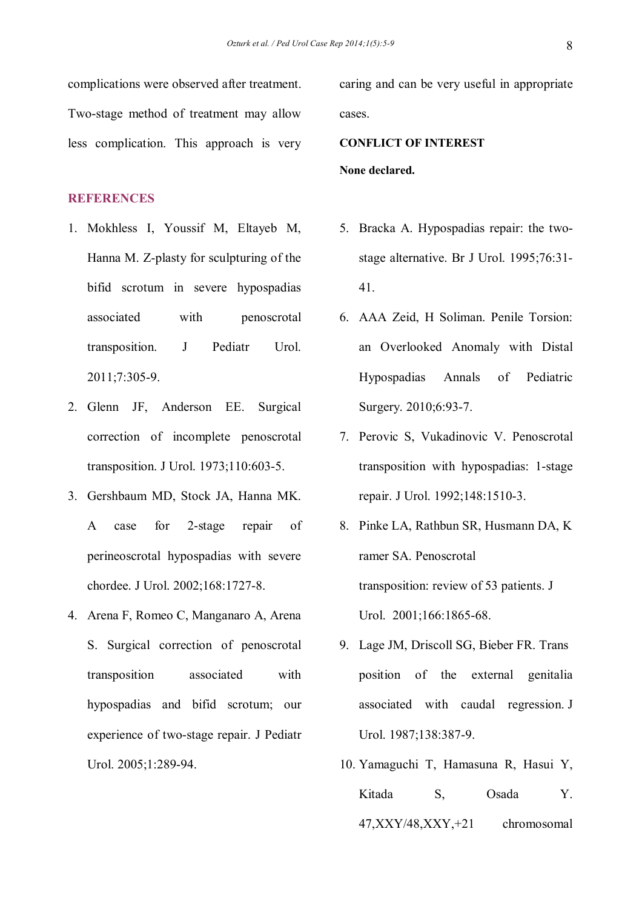complications were observed after treatment. Two-stage method of treatment may allow less complication. This approach is very caring and can be very useful in appropriate cases.

**CONFLICT OF INTEREST**

**None declared.**

## REFERENCES

1. Mokhless I, Youssif M, Eltayeb M, Hanna M. Z-plasty for sculpturing of the bifid scrotum in severe hypospadias associated with penoscrotal transposition. J Pediatr Urol. 2011;7:305-9.
2. Glenn JF, Anderson EE. Surgical correction of incomplete penoscrotal transposition. J Urol. 1973;110:603-5.
3. Gershbaum MD, Stock JA, Hanna MK. A case for 2-stage repair of perineoscrotal hypospadias with severe chordee. J Urol. 2002;168:1727-8.
4. Arena F, Romeo C, Manganaro A, Arena S. Surgical correction of penoscrotal transposition associated with hypospadias and bifid scrotum; our experience of two-stage repair. J Pediatr Urol. 2005;1:289-94.
5. Bracka A. Hypospadias repair: the two-stage alternative. Br J Urol. 1995;76:31-41.
6. AAA Zeid, H Soliman. Penile Torsion: an Overlooked Anomaly with Distal Hypospadias Annals of Pediatric Surgery. 2010;6:93-7.
7. Perovic S, Vukadinovic V. Penoscrotal transposition with hypospadias: 1-stage repair. J Urol. 1992;148:1510-3.
8. Pinke LA, Rathbun SR, Husmann DA, K ramer SA. Penoscrotal transposition: review of 53 patients. J Urol. 2001;166:1865-68.
9. Lage JM, Driscoll SG, Bieber FR. Trans position of the external genitalia associated with caudal regression. J Urol. 1987;138:387-9.
10. Yamaguchi T, Hamasuna R, Hasui Y, Kitada S, Osada Y. 47,XXY/48,XXY,+21 chromosomal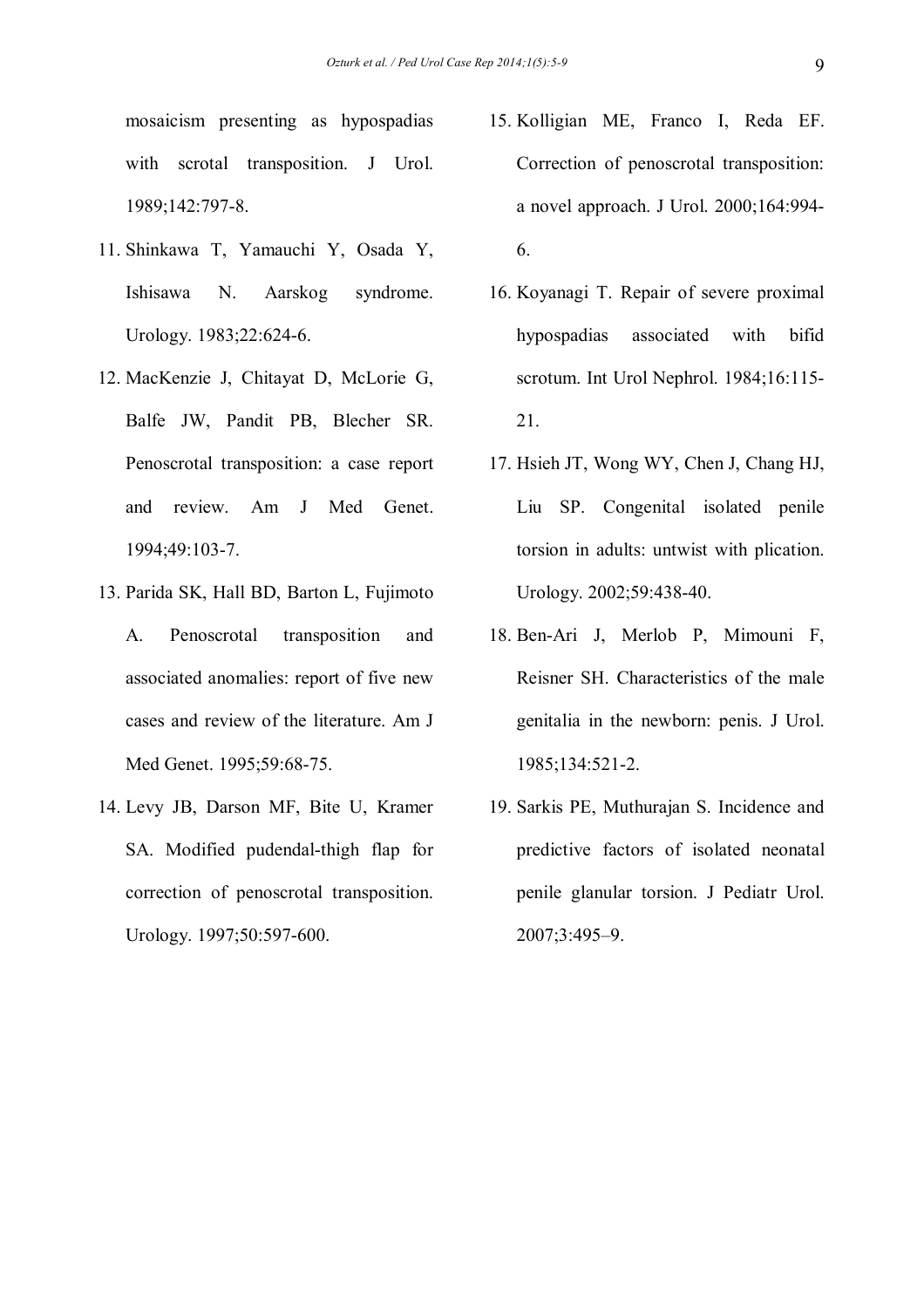mosaicism presenting as hypospadias with scrotal transposition. J Urol. 1989;142:797-8.

11. Shinkawa T, Yamauchi Y, Osada Y, Ishisawa N. Aarskog syndrome. Urology. 1983;22:624-6.
12. MacKenzie J, Chitayat D, McLorie G, Balfe JW, Pandit PB, Blecher SR. Penoscrotal transposition: a case report and review. Am J Med Genet. 1994;49:103-7.
13. Parida SK, Hall BD, Barton L, Fujimoto A. Penoscrotal transposition and associated anomalies: report of five new cases and review of the literature. Am J Med Genet. 1995;59:68-75.
14. Levy JB, Darson MF, Bite U, Kramer SA. Modified pudendal-thigh flap for correction of penoscrotal transposition. Urology. 1997;50:597-600.
15. Kolligian ME, Franco I, Reda EF. Correction of penoscrotal transposition: a novel approach. J Urol. 2000;164:994-6.
16. Koyanagi T. Repair of severe proximal hypospadias associated with bifid scrotum. Int Urol Nephrol. 1984;16:115-21.
17. Hsieh JT, Wong WY, Chen J, Chang HJ, Liu SP. Congenital isolated penile torsion in adults: untwist with plication. Urology. 2002;59:438-40.
18. Ben-Ari J, Merlob P, Mimouni F, Reisner SH. Characteristics of the male genitalia in the newborn: penis. J Urol. 1985;134:521-2.
19. Sarkis PE, Muthurajan S. Incidence and predictive factors of isolated neonatal penile glanular torsion. J Pediatr Urol. 2007;3:495–9.